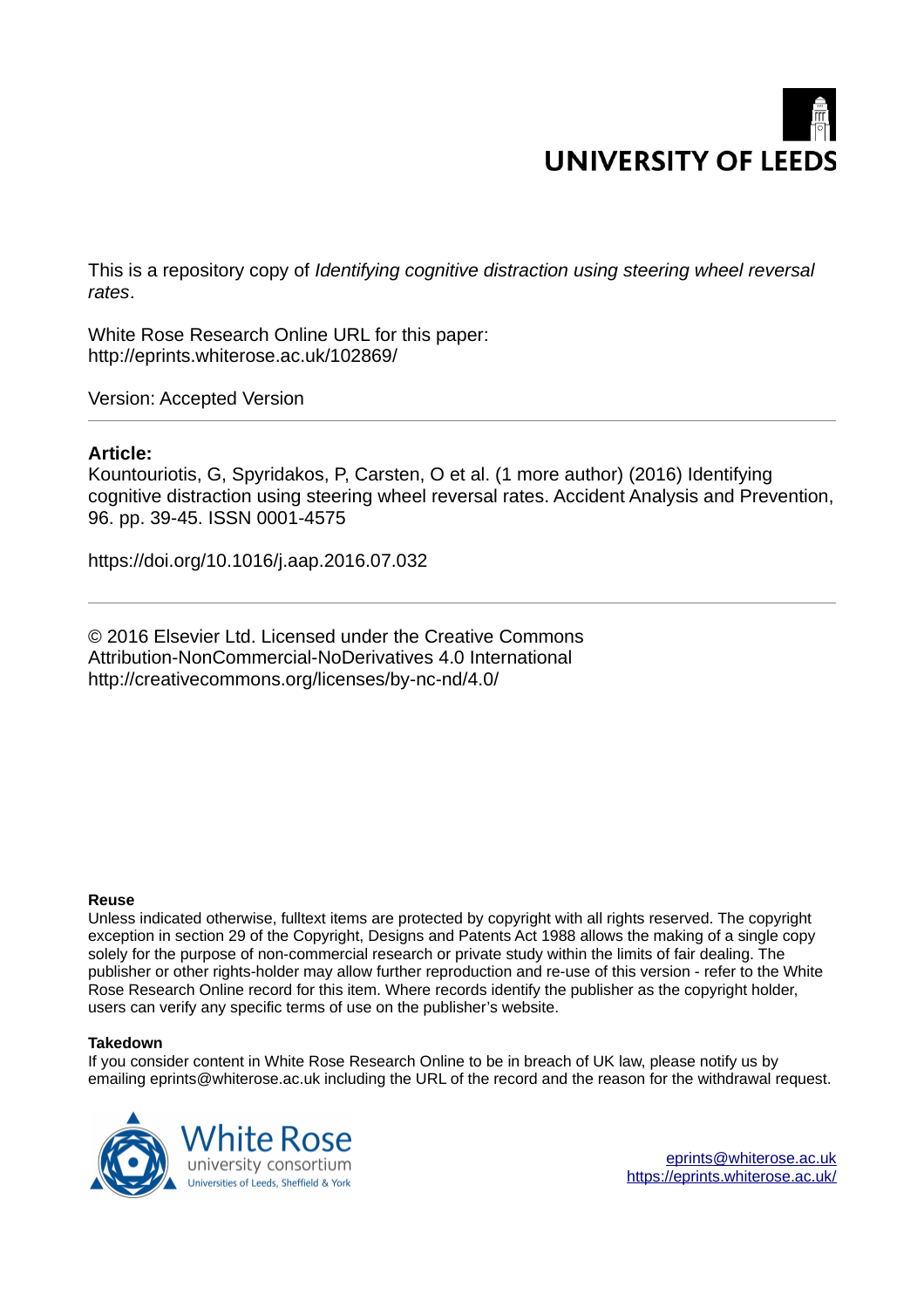UNIVERSITY OF LEEDS

This is a repository copy of *Identifying cognitive distraction using steering wheel reversal rates*.

White Rose Research Online URL for this paper:
http://eprints.whiterose.ac.uk/102869/

Version: Accepted Version

---

**Article:**

Kountouriotis, G, Spyridakos, P, Carsten, O et al. (1 more author) (2016) Identifying cognitive distraction using steering wheel reversal rates. Accident Analysis and Prevention, 96. pp. 39-45. ISSN 0001-4575

https://doi.org/10.1016/j.aap.2016.07.032

---

© 2016 Elsevier Ltd. Licensed under the Creative Commons Attribution-NonCommercial-NoDerivatives 4.0 International http://creativecommons.org/licenses/by-nc-nd/4.0/

**Reuse**

Unless indicated otherwise, fulltext items are protected by copyright with all rights reserved. The copyright exception in section 29 of the Copyright, Designs and Patents Act 1988 allows the making of a single copy solely for the purpose of non-commercial research or private study within the limits of fair dealing. The publisher or other rights-holder may allow further reproduction and re-use of this version - refer to the White Rose Research Online record for this item. Where records identify the publisher as the copyright holder, users can verify any specific terms of use on the publisher's website.

**Takedown**

If you consider content in White Rose Research Online to be in breach of UK law, please notify us by emailing eprints@whiterose.ac.uk including the URL of the record and the reason for the withdrawal request.

White Rose university consortium
Universities of Leeds, Sheffield & York

eprints@whiterose.ac.uk
https://eprints.whiterose.ac.uk/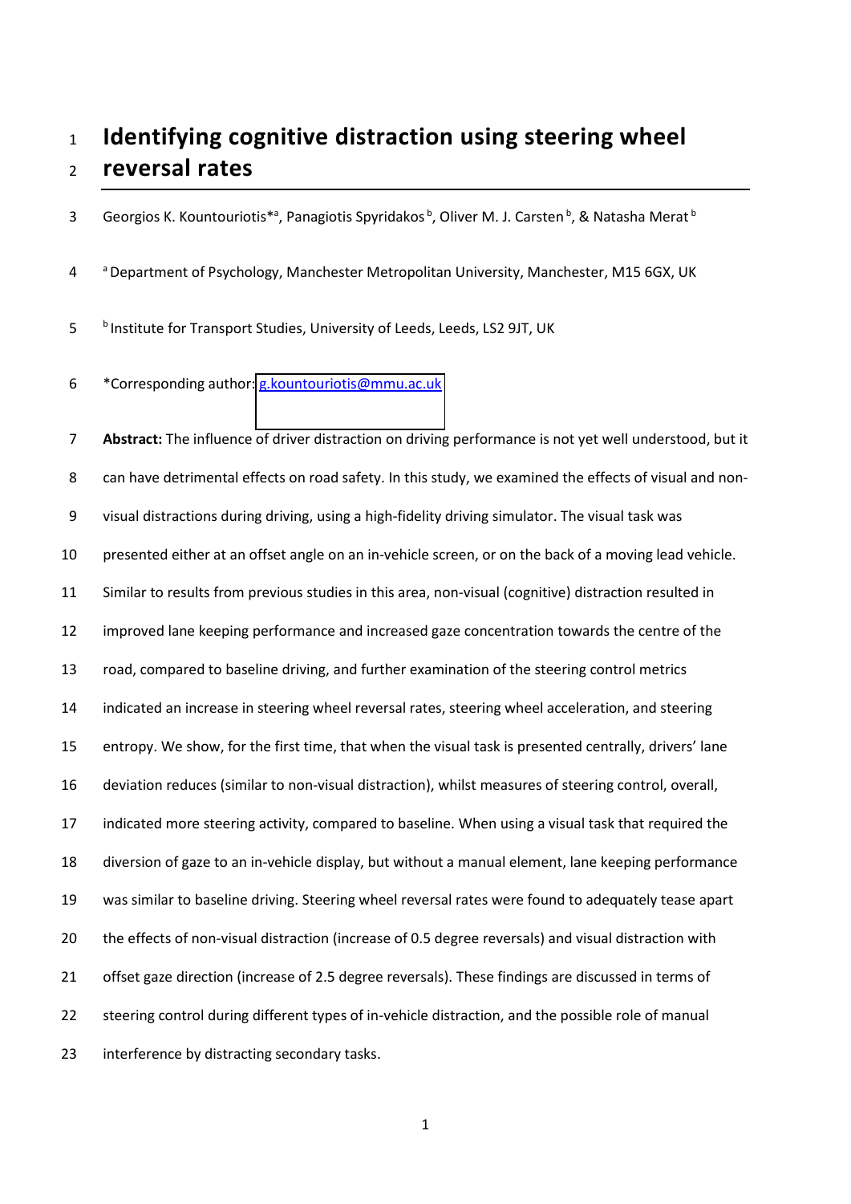# Identifying cognitive distraction using steering wheel reversal rates

Georgios K. Kountouriotis*[a], Panagiotis Spyridakos[b], Oliver M. J. Carsten[b], & Natasha Merat[b]

[a] Department of Psychology, Manchester Metropolitan University, Manchester, M15 6GX, UK

[b] Institute for Transport Studies, University of Leeds, Leeds, LS2 9JT, UK

*Corresponding author: g.kountouriotis@mmu.ac.uk

**Abstract:** The influence of driver distraction on driving performance is not yet well understood, but it can have detrimental effects on road safety. In this study, we examined the effects of visual and non-visual distractions during driving, using a high-fidelity driving simulator. The visual task was presented either at an offset angle on an in-vehicle screen, or on the back of a moving lead vehicle. Similar to results from previous studies in this area, non-visual (cognitive) distraction resulted in improved lane keeping performance and increased gaze concentration towards the centre of the road, compared to baseline driving, and further examination of the steering control metrics indicated an increase in steering wheel reversal rates, steering wheel acceleration, and steering entropy. We show, for the first time, that when the visual task is presented centrally, drivers' lane deviation reduces (similar to non-visual distraction), whilst measures of steering control, overall, indicated more steering activity, compared to baseline. When using a visual task that required the diversion of gaze to an in-vehicle display, but without a manual element, lane keeping performance was similar to baseline driving. Steering wheel reversal rates were found to adequately tease apart the effects of non-visual distraction (increase of 0.5 degree reversals) and visual distraction with offset gaze direction (increase of 2.5 degree reversals). These findings are discussed in terms of steering control during different types of in-vehicle distraction, and the possible role of manual interference by distracting secondary tasks.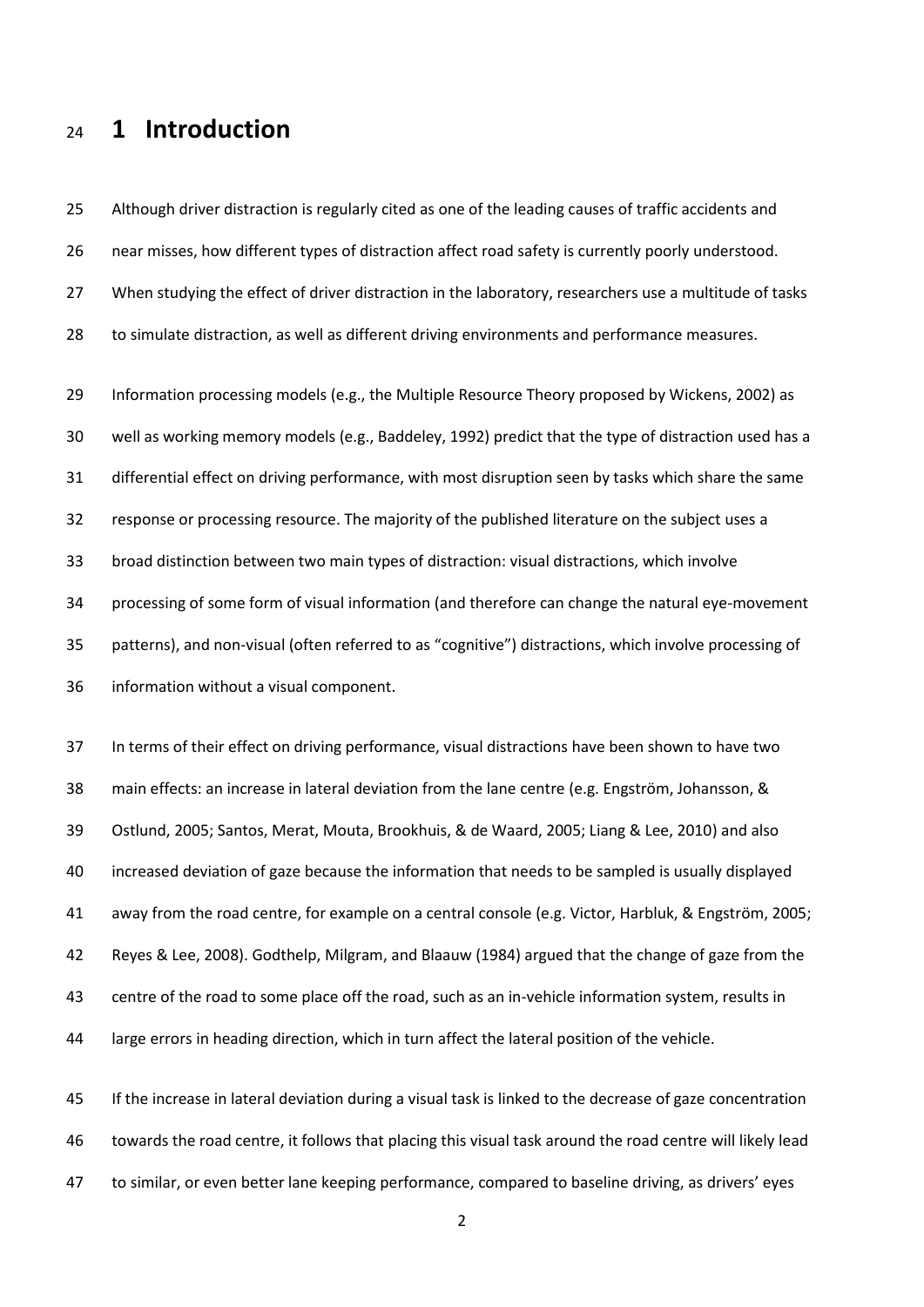# 1 Introduction

Although driver distraction is regularly cited as one of the leading causes of traffic accidents and near misses, how different types of distraction affect road safety is currently poorly understood. When studying the effect of driver distraction in the laboratory, researchers use a multitude of tasks to simulate distraction, as well as different driving environments and performance measures.

Information processing models (e.g., the Multiple Resource Theory proposed by Wickens, 2002) as well as working memory models (e.g., Baddeley, 1992) predict that the type of distraction used has a differential effect on driving performance, with most disruption seen by tasks which share the same response or processing resource. The majority of the published literature on the subject uses a broad distinction between two main types of distraction: visual distractions, which involve processing of some form of visual information (and therefore can change the natural eye-movement patterns), and non-visual (often referred to as "cognitive") distractions, which involve processing of information without a visual component.

In terms of their effect on driving performance, visual distractions have been shown to have two main effects: an increase in lateral deviation from the lane centre (e.g. Engström, Johansson, & Ostlund, 2005; Santos, Merat, Mouta, Brookhuis, & de Waard, 2005; Liang & Lee, 2010) and also increased deviation of gaze because the information that needs to be sampled is usually displayed away from the road centre, for example on a central console (e.g. Victor, Harbluk, & Engström, 2005; Reyes & Lee, 2008). Godthelp, Milgram, and Blaauw (1984) argued that the change of gaze from the centre of the road to some place off the road, such as an in-vehicle information system, results in large errors in heading direction, which in turn affect the lateral position of the vehicle.

If the increase in lateral deviation during a visual task is linked to the decrease of gaze concentration towards the road centre, it follows that placing this visual task around the road centre will likely lead to similar, or even better lane keeping performance, compared to baseline driving, as drivers' eyes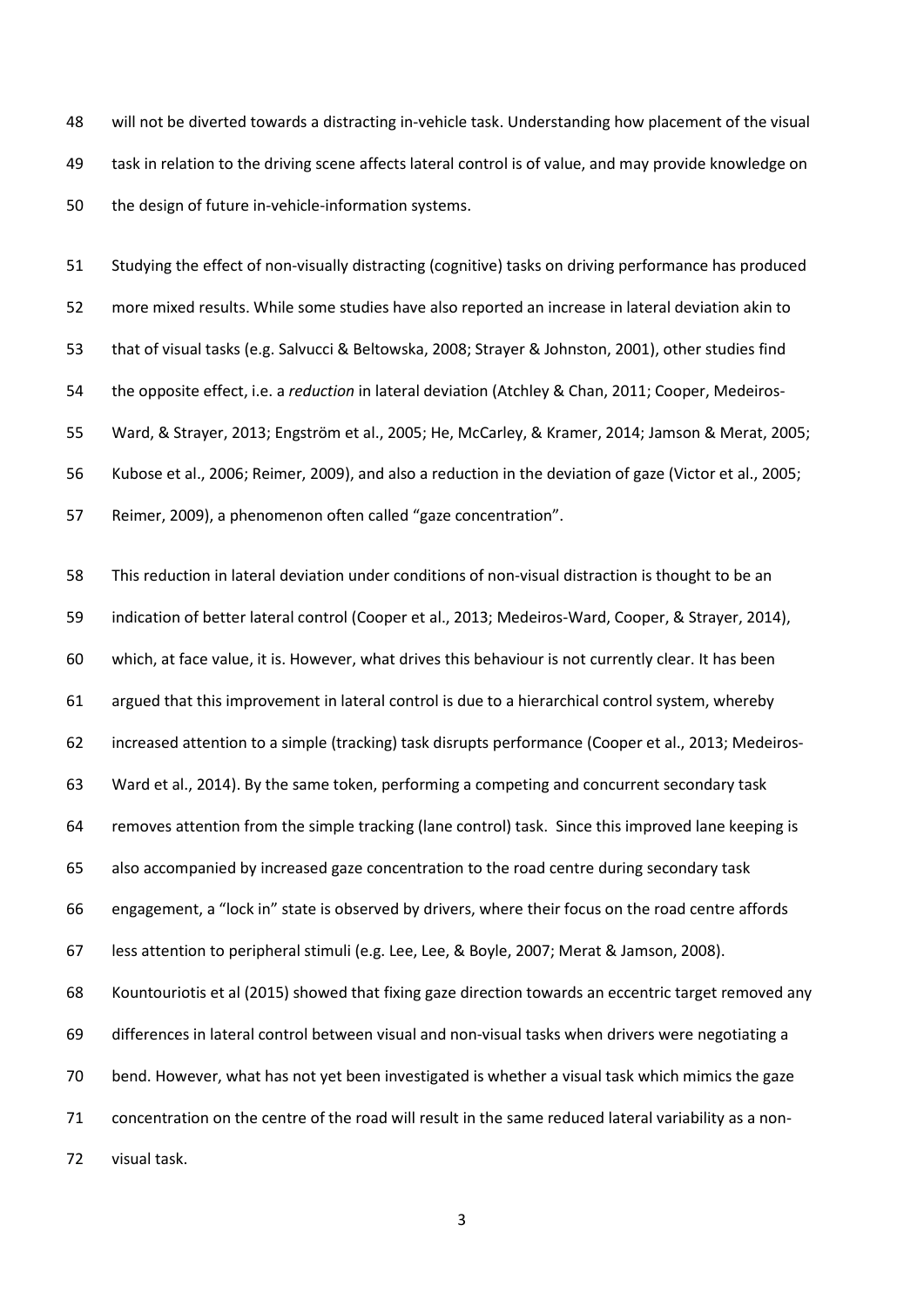will not be diverted towards a distracting in-vehicle task. Understanding how placement of the visual task in relation to the driving scene affects lateral control is of value, and may provide knowledge on the design of future in-vehicle-information systems.

Studying the effect of non-visually distracting (cognitive) tasks on driving performance has produced more mixed results. While some studies have also reported an increase in lateral deviation akin to that of visual tasks (e.g. Salvucci & Beltowska, 2008; Strayer & Johnston, 2001), other studies find the opposite effect, i.e. a *reduction* in lateral deviation (Atchley & Chan, 2011; Cooper, Medeiros-Ward, & Strayer, 2013; Engström et al., 2005; He, McCarley, & Kramer, 2014; Jamson & Merat, 2005; Kubose et al., 2006; Reimer, 2009), and also a reduction in the deviation of gaze (Victor et al., 2005; Reimer, 2009), a phenomenon often called "gaze concentration".

This reduction in lateral deviation under conditions of non-visual distraction is thought to be an indication of better lateral control (Cooper et al., 2013; Medeiros-Ward, Cooper, & Strayer, 2014), which, at face value, it is. However, what drives this behaviour is not currently clear. It has been argued that this improvement in lateral control is due to a hierarchical control system, whereby increased attention to a simple (tracking) task disrupts performance (Cooper et al., 2013; Medeiros-Ward et al., 2014). By the same token, performing a competing and concurrent secondary task removes attention from the simple tracking (lane control) task. Since this improved lane keeping is also accompanied by increased gaze concentration to the road centre during secondary task engagement, a "lock in" state is observed by drivers, where their focus on the road centre affords less attention to peripheral stimuli (e.g. Lee, Lee, & Boyle, 2007; Merat & Jamson, 2008). Kountouriotis et al (2015) showed that fixing gaze direction towards an eccentric target removed any differences in lateral control between visual and non-visual tasks when drivers were negotiating a bend. However, what has not yet been investigated is whether a visual task which mimics the gaze concentration on the centre of the road will result in the same reduced lateral variability as a non-visual task.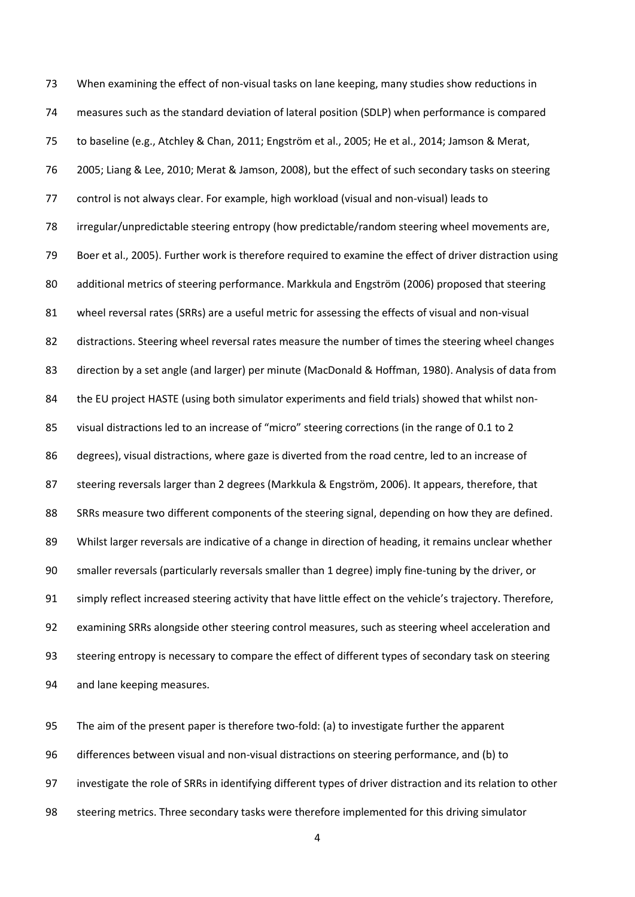When examining the effect of non-visual tasks on lane keeping, many studies show reductions in measures such as the standard deviation of lateral position (SDLP) when performance is compared to baseline (e.g., Atchley & Chan, 2011; Engström et al., 2005; He et al., 2014; Jamson & Merat, 2005; Liang & Lee, 2010; Merat & Jamson, 2008), but the effect of such secondary tasks on steering control is not always clear. For example, high workload (visual and non-visual) leads to irregular/unpredictable steering entropy (how predictable/random steering wheel movements are, Boer et al., 2005). Further work is therefore required to examine the effect of driver distraction using additional metrics of steering performance. Markkula and Engström (2006) proposed that steering wheel reversal rates (SRRs) are a useful metric for assessing the effects of visual and non-visual distractions. Steering wheel reversal rates measure the number of times the steering wheel changes direction by a set angle (and larger) per minute (MacDonald & Hoffman, 1980). Analysis of data from the EU project HASTE (using both simulator experiments and field trials) showed that whilst non-visual distractions led to an increase of "micro" steering corrections (in the range of 0.1 to 2 degrees), visual distractions, where gaze is diverted from the road centre, led to an increase of steering reversals larger than 2 degrees (Markkula & Engström, 2006). It appears, therefore, that SRRs measure two different components of the steering signal, depending on how they are defined. Whilst larger reversals are indicative of a change in direction of heading, it remains unclear whether smaller reversals (particularly reversals smaller than 1 degree) imply fine-tuning by the driver, or simply reflect increased steering activity that have little effect on the vehicle's trajectory. Therefore, examining SRRs alongside other steering control measures, such as steering wheel acceleration and steering entropy is necessary to compare the effect of different types of secondary task on steering and lane keeping measures.

The aim of the present paper is therefore two-fold: (a) to investigate further the apparent differences between visual and non-visual distractions on steering performance, and (b) to investigate the role of SRRs in identifying different types of driver distraction and its relation to other steering metrics. Three secondary tasks were therefore implemented for this driving simulator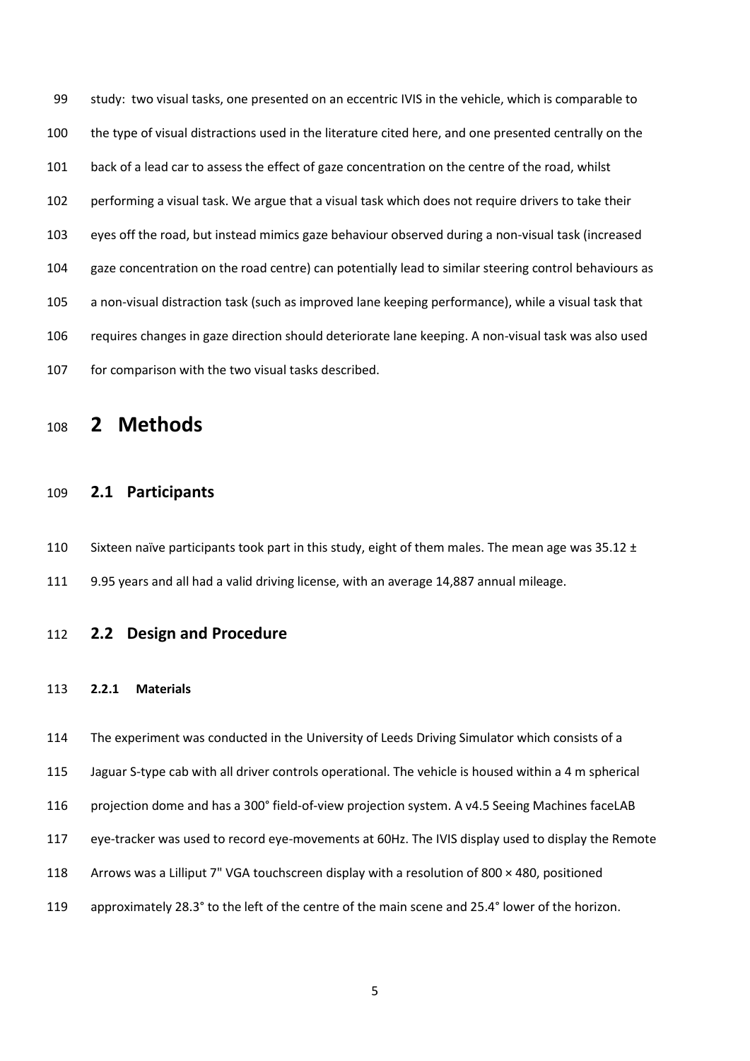study: two visual tasks, one presented on an eccentric IVIS in the vehicle, which is comparable to the type of visual distractions used in the literature cited here, and one presented centrally on the back of a lead car to assess the effect of gaze concentration on the centre of the road, whilst performing a visual task. We argue that a visual task which does not require drivers to take their eyes off the road, but instead mimics gaze behaviour observed during a non-visual task (increased gaze concentration on the road centre) can potentially lead to similar steering control behaviours as a non-visual distraction task (such as improved lane keeping performance), while a visual task that requires changes in gaze direction should deteriorate lane keeping. A non-visual task was also used for comparison with the two visual tasks described.

# 2 Methods

## 2.1 Participants

Sixteen naïve participants took part in this study, eight of them males. The mean age was 35.12 ± 9.95 years and all had a valid driving license, with an average 14,887 annual mileage.

## 2.2 Design and Procedure

### 2.2.1 Materials

The experiment was conducted in the University of Leeds Driving Simulator which consists of a Jaguar S-type cab with all driver controls operational. The vehicle is housed within a 4 m spherical projection dome and has a 300° field-of-view projection system. A v4.5 Seeing Machines faceLAB eye-tracker was used to record eye-movements at 60Hz. The IVIS display used to display the Remote Arrows was a Lilliput 7" VGA touchscreen display with a resolution of 800 × 480, positioned approximately 28.3° to the left of the centre of the main scene and 25.4° lower of the horizon.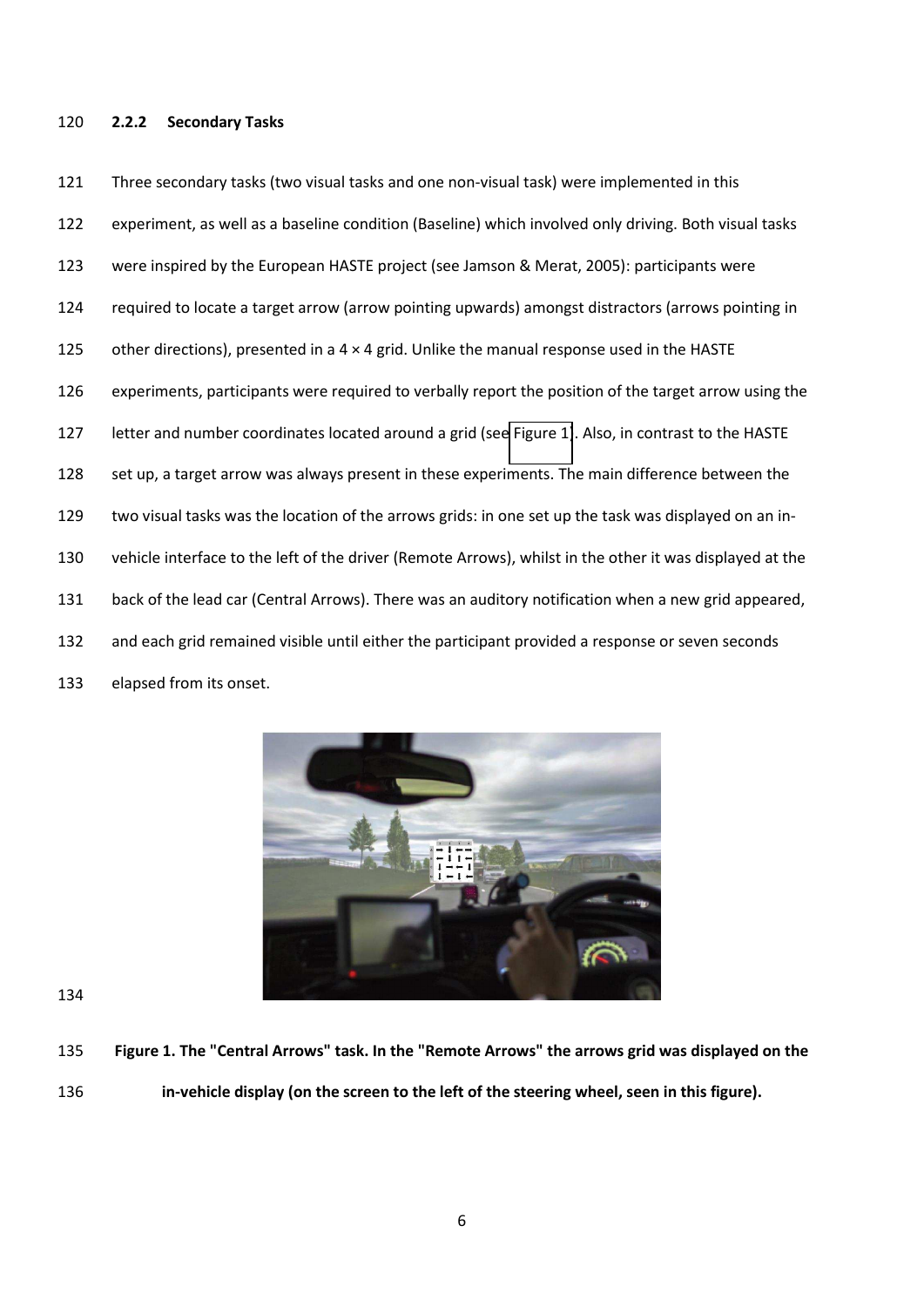### 2.2.2 Secondary Tasks

Three secondary tasks (two visual tasks and one non-visual task) were implemented in this experiment, as well as a baseline condition (Baseline) which involved only driving. Both visual tasks were inspired by the European HASTE project (see Jamson & Merat, 2005): participants were required to locate a target arrow (arrow pointing upwards) amongst distractors (arrows pointing in other directions), presented in a 4 × 4 grid. Unlike the manual response used in the HASTE experiments, participants were required to verbally report the position of the target arrow using the letter and number coordinates located around a grid (see Figure 1). Also, in contrast to the HASTE set up, a target arrow was always present in these experiments. The main difference between the two visual tasks was the location of the arrows grids: in one set up the task was displayed on an in-vehicle interface to the left of the driver (Remote Arrows), whilst in the other it was displayed at the back of the lead car (Central Arrows). There was an auditory notification when a new grid appeared, and each grid remained visible until either the participant provided a response or seven seconds elapsed from its onset.

**Figure 1. The "Central Arrows" task. In the "Remote Arrows" the arrows grid was displayed on the in-vehicle display (on the screen to the left of the steering wheel, seen in this figure).**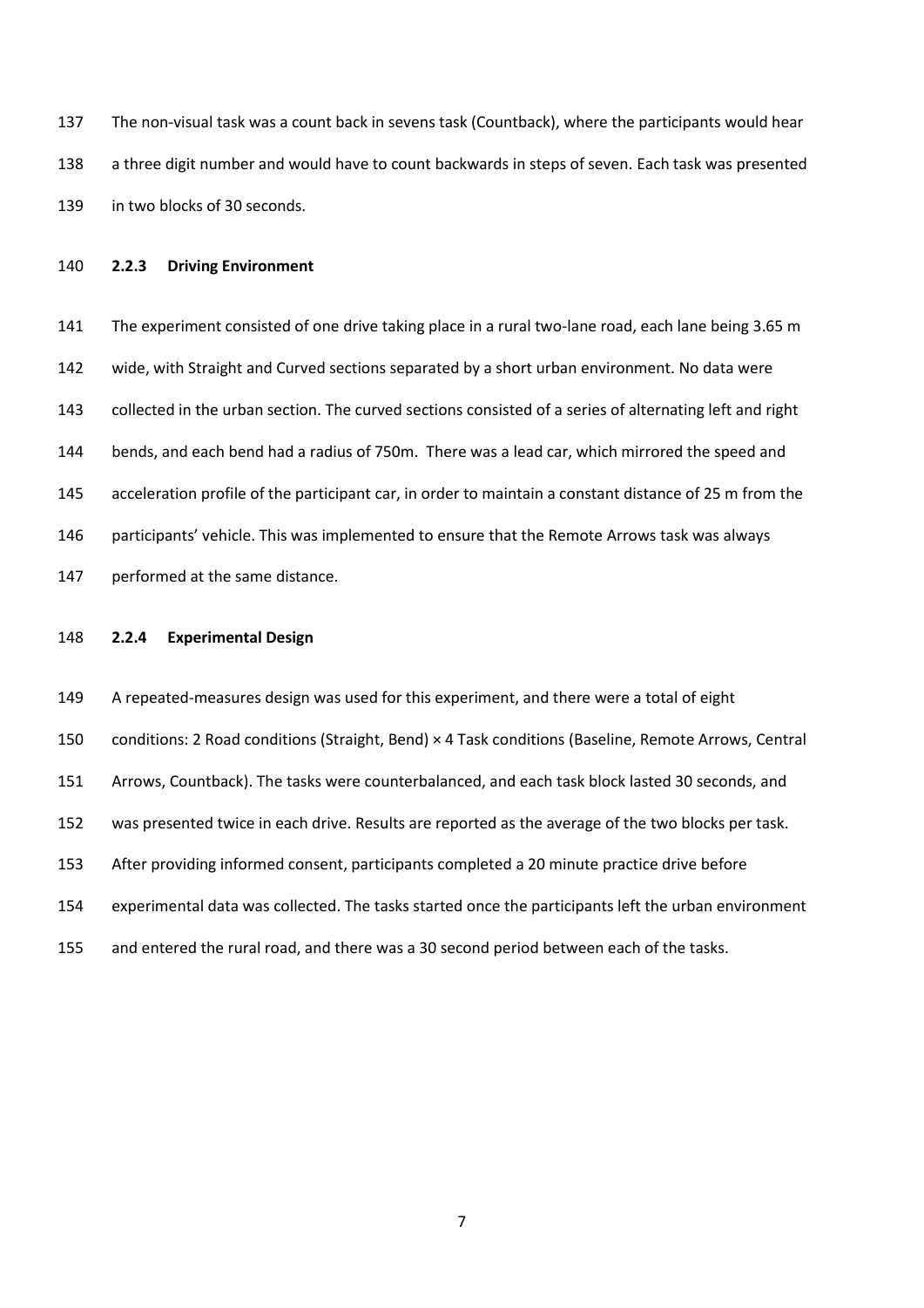The non-visual task was a count back in sevens task (Countback), where the participants would hear a three digit number and would have to count backwards in steps of seven. Each task was presented in two blocks of 30 seconds.

### 2.2.3 Driving Environment

The experiment consisted of one drive taking place in a rural two-lane road, each lane being 3.65 m wide, with Straight and Curved sections separated by a short urban environment. No data were collected in the urban section. The curved sections consisted of a series of alternating left and right bends, and each bend had a radius of 750m. There was a lead car, which mirrored the speed and acceleration profile of the participant car, in order to maintain a constant distance of 25 m from the participants' vehicle. This was implemented to ensure that the Remote Arrows task was always performed at the same distance.

### 2.2.4 Experimental Design

A repeated-measures design was used for this experiment, and there were a total of eight conditions: 2 Road conditions (Straight, Bend) × 4 Task conditions (Baseline, Remote Arrows, Central Arrows, Countback). The tasks were counterbalanced, and each task block lasted 30 seconds, and was presented twice in each drive. Results are reported as the average of the two blocks per task. After providing informed consent, participants completed a 20 minute practice drive before experimental data was collected. The tasks started once the participants left the urban environment and entered the rural road, and there was a 30 second period between each of the tasks.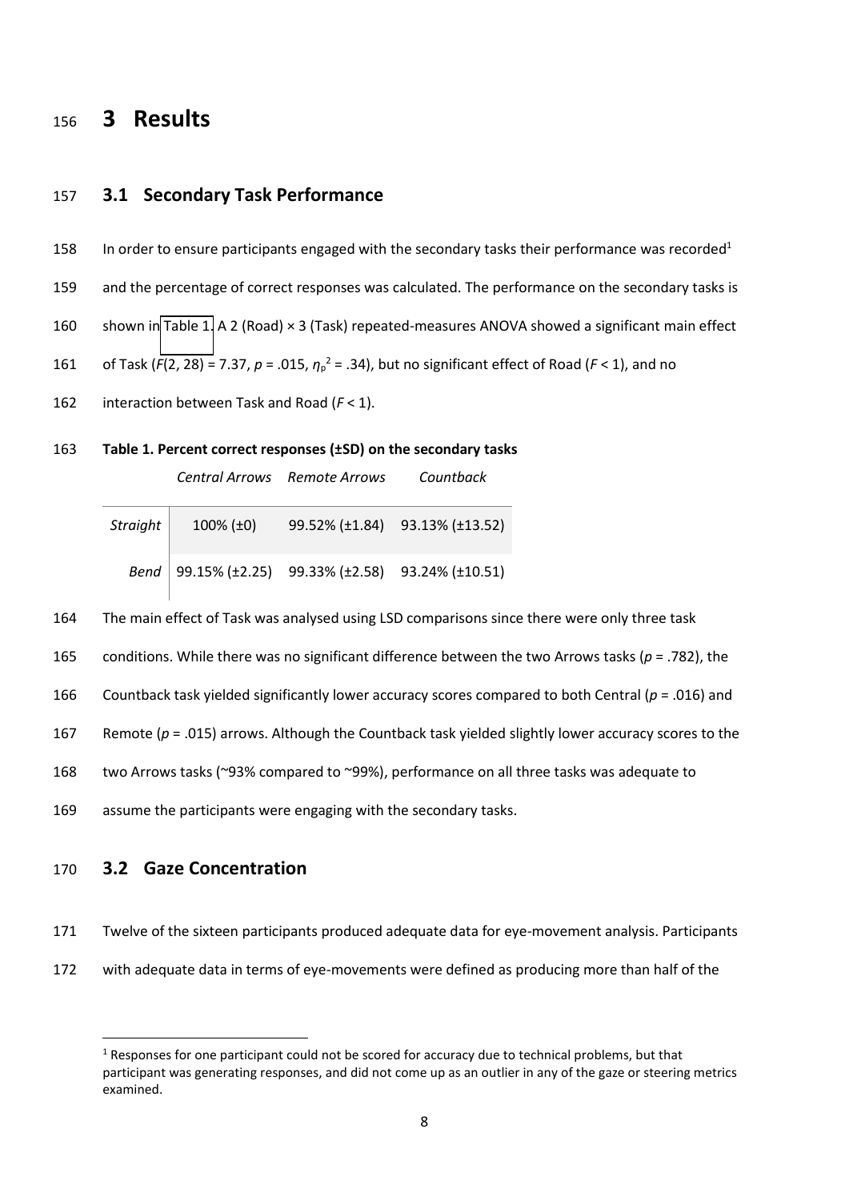# 3 Results

## 3.1 Secondary Task Performance

In order to ensure participants engaged with the secondary tasks their performance was recorded[1] and the percentage of correct responses was calculated. The performance on the secondary tasks is shown in Table 1. A 2 (Road) × 3 (Task) repeated-measures ANOVA showed a significant main effect of Task ($F(2, 28) = 7.37$, $p = .015$, $\eta_p^2 = .34$), but no significant effect of Road ($F < 1$), and no interaction between Task and Road ($F < 1$).

**Table 1. Percent correct responses (±SD) on the secondary tasks**

| | *Central Arrows* | *Remote Arrows* | *Countback* |
|---|---|---|---|
| *Straight* | 100% (±0) | 99.52% (±1.84) | 93.13% (±13.52) |
| *Bend* | 99.15% (±2.25) | 99.33% (±2.58) | 93.24% (±10.51) |

The main effect of Task was analysed using LSD comparisons since there were only three task conditions. While there was no significant difference between the two Arrows tasks ($p = .782$), the Countback task yielded significantly lower accuracy scores compared to both Central ($p = .016$) and Remote ($p = .015$) arrows. Although the Countback task yielded slightly lower accuracy scores to the two Arrows tasks (~93% compared to ~99%), performance on all three tasks was adequate to assume the participants were engaging with the secondary tasks.

## 3.2 Gaze Concentration

Twelve of the sixteen participants produced adequate data for eye-movement analysis. Participants with adequate data in terms of eye-movements were defined as producing more than half of the

[1] Responses for one participant could not be scored for accuracy due to technical problems, but that participant was generating responses, and did not come up as an outlier in any of the gaze or steering metrics examined.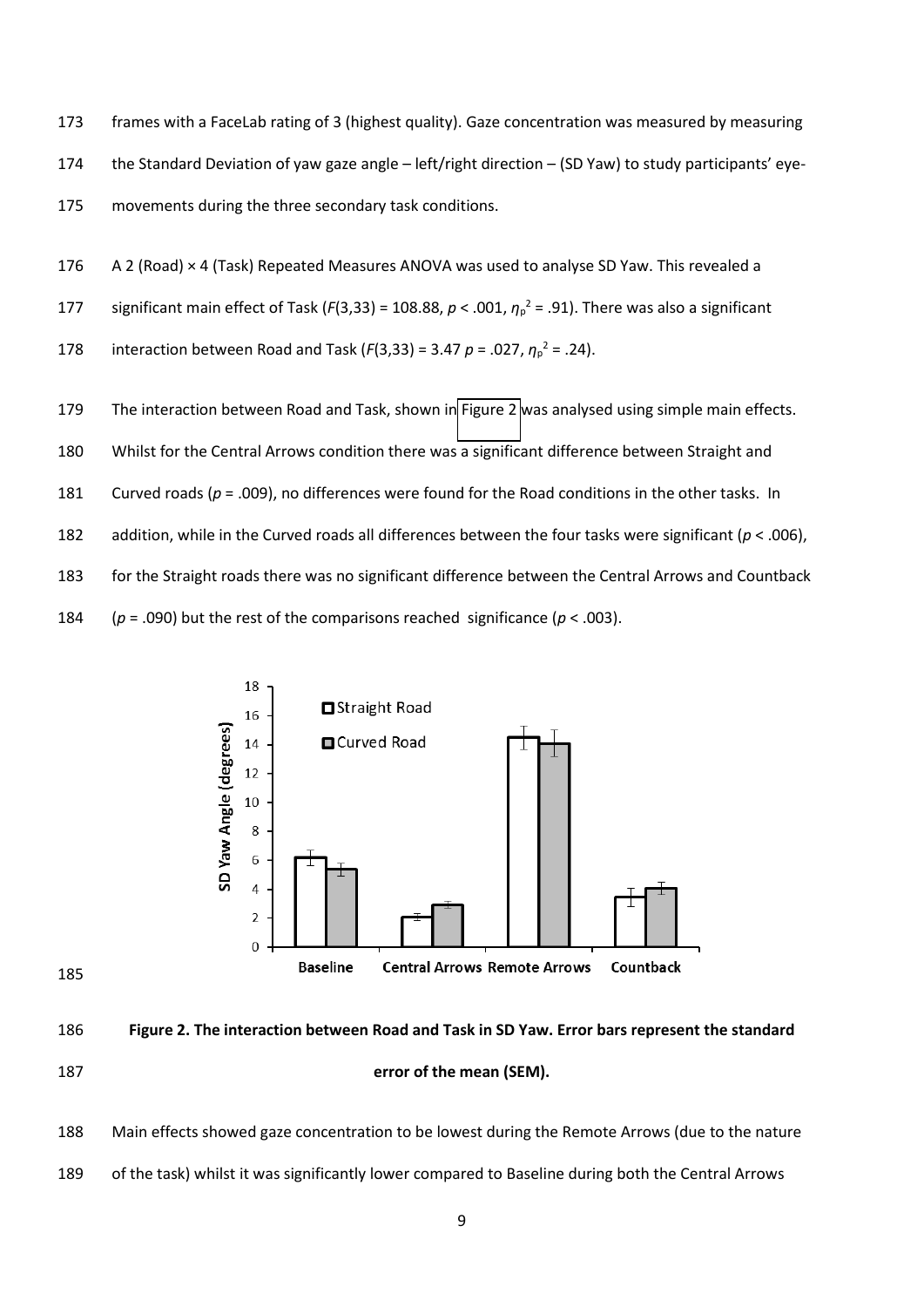frames with a FaceLab rating of 3 (highest quality). Gaze concentration was measured by measuring the Standard Deviation of yaw gaze angle – left/right direction – (SD Yaw) to study participants' eye-movements during the three secondary task conditions.

A 2 (Road) × 4 (Task) Repeated Measures ANOVA was used to analyse SD Yaw. This revealed a significant main effect of Task ($F(3,33) = 108.88$, $p < .001$, $\eta_p^2 = .91$). There was also a significant interaction between Road and Task ($F(3,33) = 3.47$ $p = .027$, $\eta_p^2 = .24$).

The interaction between Road and Task, shown in Figure 2 was analysed using simple main effects. Whilst for the Central Arrows condition there was a significant difference between Straight and Curved roads ($p = .009$), no differences were found for the Road conditions in the other tasks. In addition, while in the Curved roads all differences between the four tasks were significant ($p < .006$), for the Straight roads there was no significant difference between the Central Arrows and Countback ($p = .090$) but the rest of the comparisons reached significance ($p < .003$).

**Figure 2. The interaction between Road and Task in SD Yaw. Error bars represent the standard error of the mean (SEM).**

Main effects showed gaze concentration to be lowest during the Remote Arrows (due to the nature of the task) whilst it was significantly lower compared to Baseline during both the Central Arrows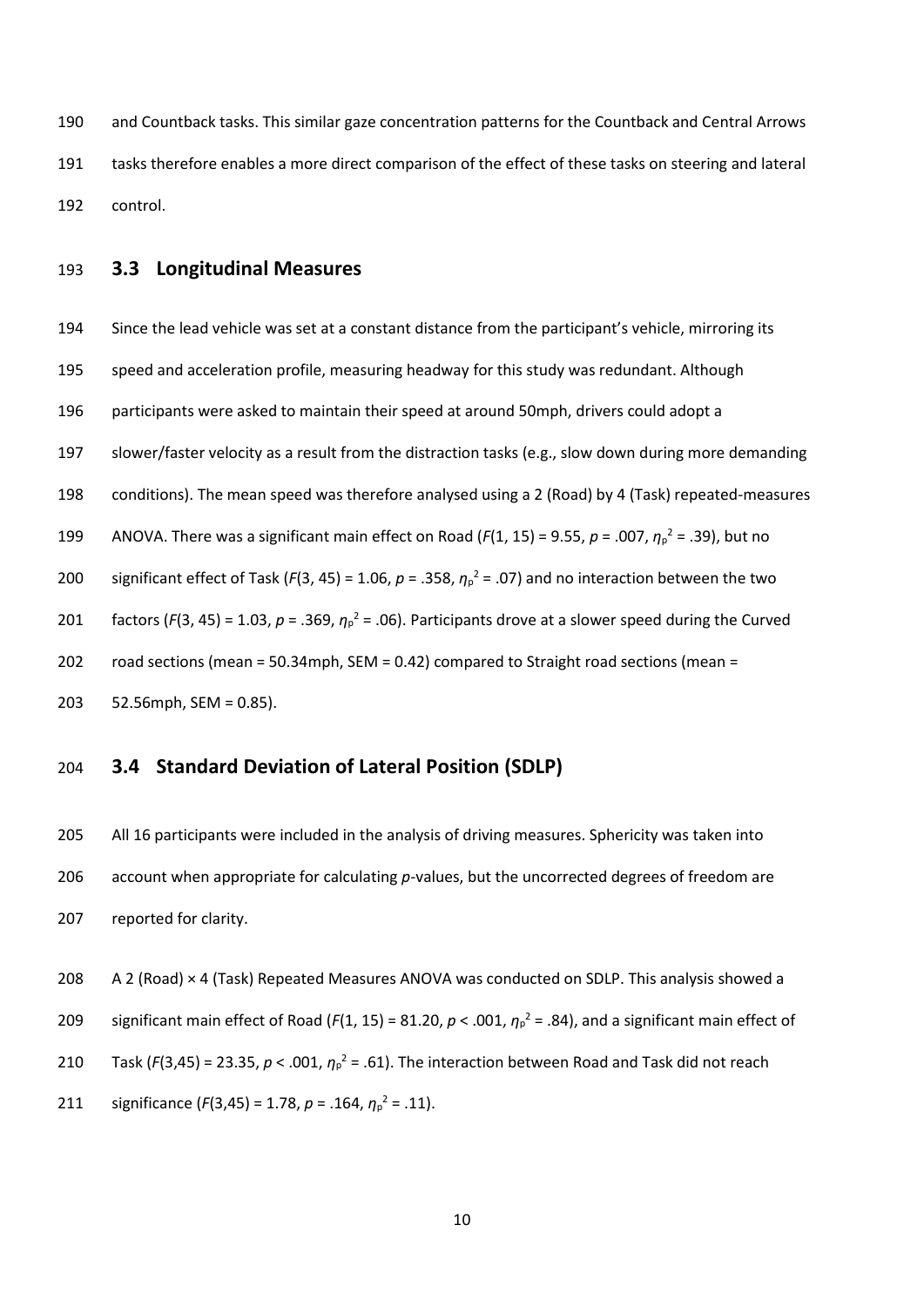and Countback tasks. This similar gaze concentration patterns for the Countback and Central Arrows tasks therefore enables a more direct comparison of the effect of these tasks on steering and lateral control.

## 3.3 Longitudinal Measures

Since the lead vehicle was set at a constant distance from the participant's vehicle, mirroring its speed and acceleration profile, measuring headway for this study was redundant. Although participants were asked to maintain their speed at around 50mph, drivers could adopt a slower/faster velocity as a result from the distraction tasks (e.g., slow down during more demanding conditions). The mean speed was therefore analysed using a 2 (Road) by 4 (Task) repeated-measures ANOVA. There was a significant main effect on Road ($F(1, 15) = 9.55$, $p = .007$, $\eta_p^2 = .39$), but no significant effect of Task ($F(3, 45) = 1.06$, $p = .358$, $\eta_p^2 = .07$) and no interaction between the two factors ($F(3, 45) = 1.03$, $p = .369$, $\eta_p^2 = .06$). Participants drove at a slower speed during the Curved road sections (mean = 50.34mph, SEM = 0.42) compared to Straight road sections (mean = 52.56mph, SEM = 0.85).

## 3.4 Standard Deviation of Lateral Position (SDLP)

All 16 participants were included in the analysis of driving measures. Sphericity was taken into account when appropriate for calculating *p*-values, but the uncorrected degrees of freedom are reported for clarity.

A 2 (Road) × 4 (Task) Repeated Measures ANOVA was conducted on SDLP. This analysis showed a significant main effect of Road ($F(1, 15) = 81.20$, $p < .001$, $\eta_p^2 = .84$), and a significant main effect of Task ($F(3,45) = 23.35$, $p < .001$, $\eta_p^2 = .61$). The interaction between Road and Task did not reach significance ($F(3,45) = 1.78$, $p = .164$, $\eta_p^2 = .11$).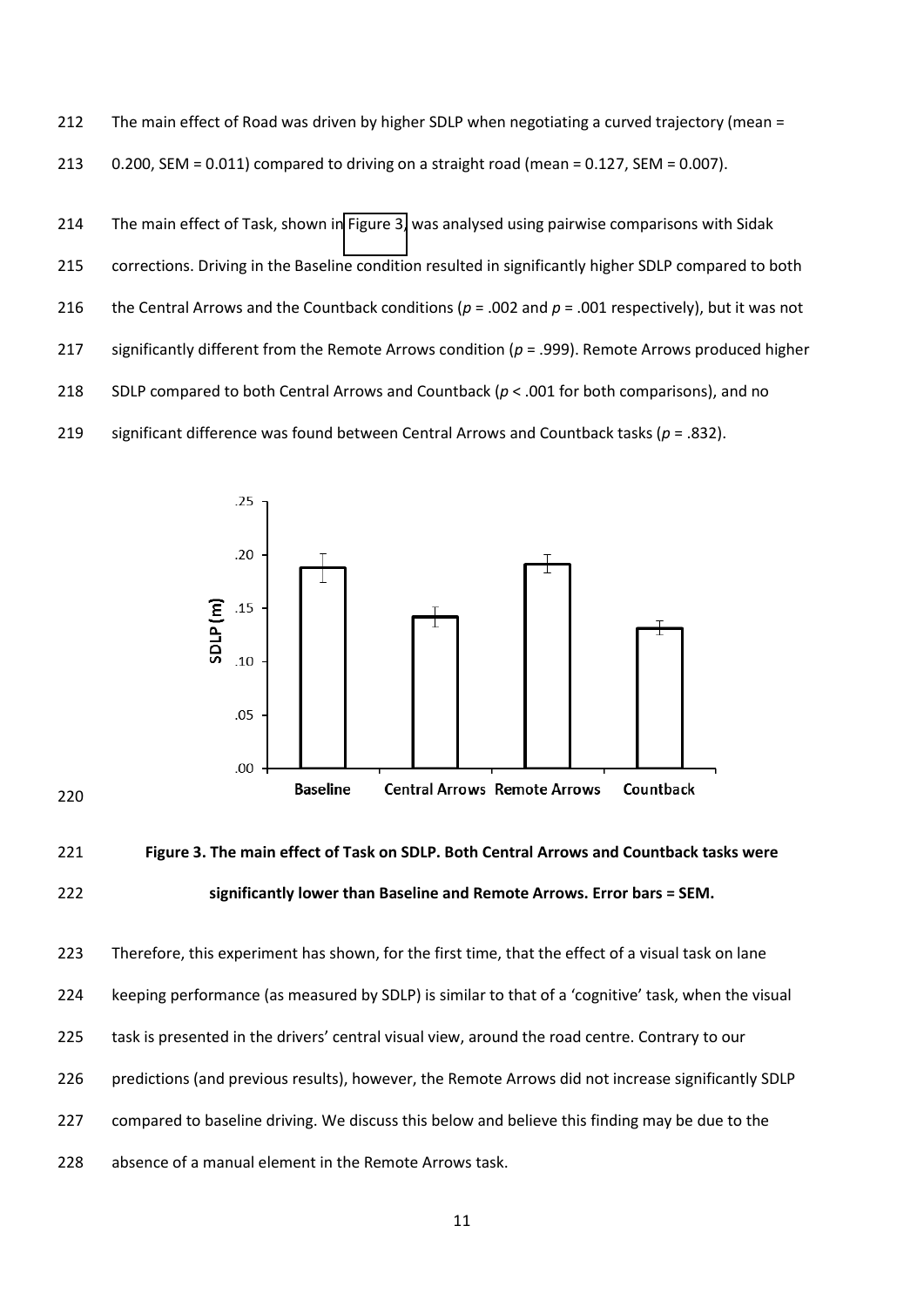The main effect of Road was driven by higher SDLP when negotiating a curved trajectory (mean = 0.200, SEM = 0.011) compared to driving on a straight road (mean = 0.127, SEM = 0.007).

The main effect of Task, shown in Figure 3, was analysed using pairwise comparisons with Sidak corrections. Driving in the Baseline condition resulted in significantly higher SDLP compared to both the Central Arrows and the Countback conditions (*p* = .002 and *p* = .001 respectively), but it was not significantly different from the Remote Arrows condition (*p* = .999). Remote Arrows produced higher SDLP compared to both Central Arrows and Countback (*p* < .001 for both comparisons), and no significant difference was found between Central Arrows and Countback tasks (*p* = .832).

**Figure 3. The main effect of Task on SDLP. Both Central Arrows and Countback tasks were significantly lower than Baseline and Remote Arrows. Error bars = SEM.**

Therefore, this experiment has shown, for the first time, that the effect of a visual task on lane keeping performance (as measured by SDLP) is similar to that of a 'cognitive' task, when the visual task is presented in the drivers' central visual view, around the road centre. Contrary to our predictions (and previous results), however, the Remote Arrows did not increase significantly SDLP compared to baseline driving. We discuss this below and believe this finding may be due to the absence of a manual element in the Remote Arrows task.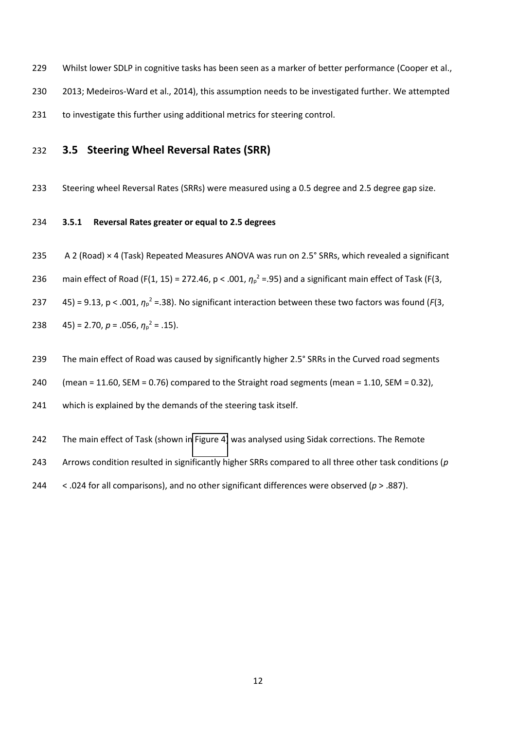Whilst lower SDLP in cognitive tasks has been seen as a marker of better performance (Cooper et al., 2013; Medeiros-Ward et al., 2014), this assumption needs to be investigated further. We attempted to investigate this further using additional metrics for steering control.

## 3.5 Steering Wheel Reversal Rates (SRR)

Steering wheel Reversal Rates (SRRs) were measured using a 0.5 degree and 2.5 degree gap size.

### 3.5.1 Reversal Rates greater or equal to 2.5 degrees

A 2 (Road) × 4 (Task) Repeated Measures ANOVA was run on 2.5° SRRs, which revealed a significant main effect of Road ($F(1, 15) = 272.46$, $p < .001$, $\eta_p^2 = .95$) and a significant main effect of Task ($F(3, 45) = 9.13$, $p < .001$, $\eta_p^2 = .38$). No significant interaction between these two factors was found ($F(3, 45) = 2.70$, $p = .056$, $\eta_p^2 = .15$).

The main effect of Road was caused by significantly higher 2.5° SRRs in the Curved road segments (mean = 11.60, SEM = 0.76) compared to the Straight road segments (mean = 1.10, SEM = 0.32), which is explained by the demands of the steering task itself.

The main effect of Task (shown in Figure 4) was analysed using Sidak corrections. The Remote Arrows condition resulted in significantly higher SRRs compared to all three other task conditions ($p < .024$ for all comparisons), and no other significant differences were observed ($p > .887$).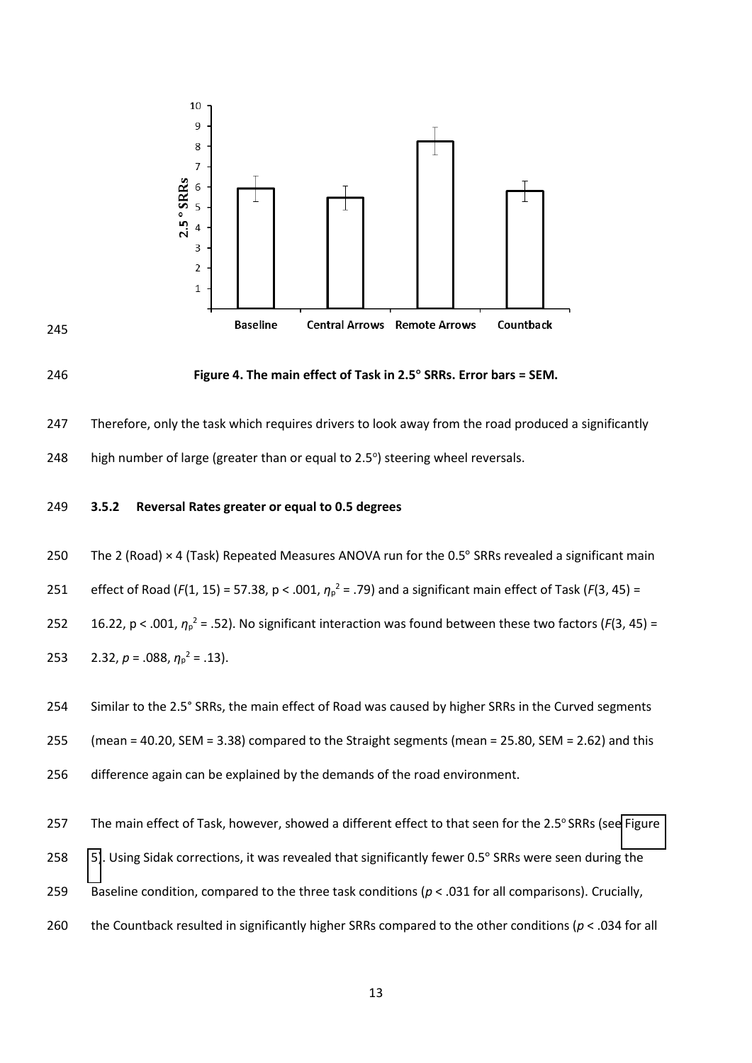**Figure 4. The main effect of Task in 2.5° SRRs. Error bars = SEM.**

Therefore, only the task which requires drivers to look away from the road produced a significantly high number of large (greater than or equal to 2.5°) steering wheel reversals.

### 3.5.2 Reversal Rates greater or equal to 0.5 degrees

The 2 (Road) × 4 (Task) Repeated Measures ANOVA run for the 0.5° SRRs revealed a significant main effect of Road ($F(1, 15) = 57.38$, $p < .001$, $\eta_p^2 = .79$) and a significant main effect of Task ($F(3, 45) = 16.22$, $p < .001$, $\eta_p^2 = .52$). No significant interaction was found between these two factors ($F(3, 45) = 2.32$, $p = .088$, $\eta_p^2 = .13$).

Similar to the 2.5° SRRs, the main effect of Road was caused by higher SRRs in the Curved segments (mean = 40.20, SEM = 3.38) compared to the Straight segments (mean = 25.80, SEM = 2.62) and this difference again can be explained by the demands of the road environment.

The main effect of Task, however, showed a different effect to that seen for the 2.5° SRRs (see Figure 5). Using Sidak corrections, it was revealed that significantly fewer 0.5° SRRs were seen during the Baseline condition, compared to the three task conditions ($p < .031$ for all comparisons). Crucially, the Countback resulted in significantly higher SRRs compared to the other conditions ($p < .034$ for all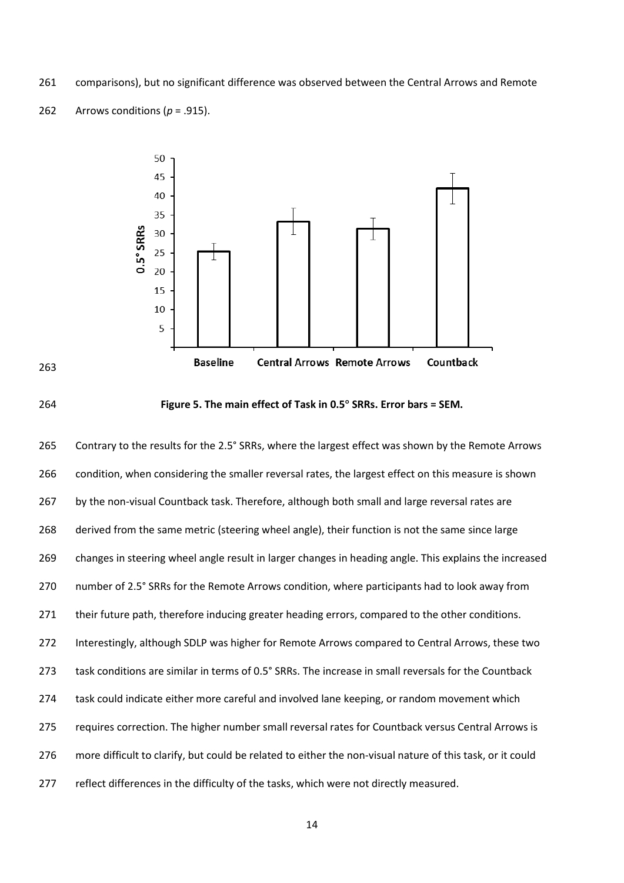comparisons), but no significant difference was observed between the Central Arrows and Remote Arrows conditions (*p* = .915).

**Figure 5. The main effect of Task in 0.5° SRRs. Error bars = SEM.**

Contrary to the results for the 2.5° SRRs, where the largest effect was shown by the Remote Arrows condition, when considering the smaller reversal rates, the largest effect on this measure is shown by the non-visual Countback task. Therefore, although both small and large reversal rates are derived from the same metric (steering wheel angle), their function is not the same since large changes in steering wheel angle result in larger changes in heading angle. This explains the increased number of 2.5° SRRs for the Remote Arrows condition, where participants had to look away from their future path, therefore inducing greater heading errors, compared to the other conditions. Interestingly, although SDLP was higher for Remote Arrows compared to Central Arrows, these two task conditions are similar in terms of 0.5° SRRs. The increase in small reversals for the Countback task could indicate either more careful and involved lane keeping, or random movement which requires correction. The higher number small reversal rates for Countback versus Central Arrows is more difficult to clarify, but could be related to either the non-visual nature of this task, or it could reflect differences in the difficulty of the tasks, which were not directly measured.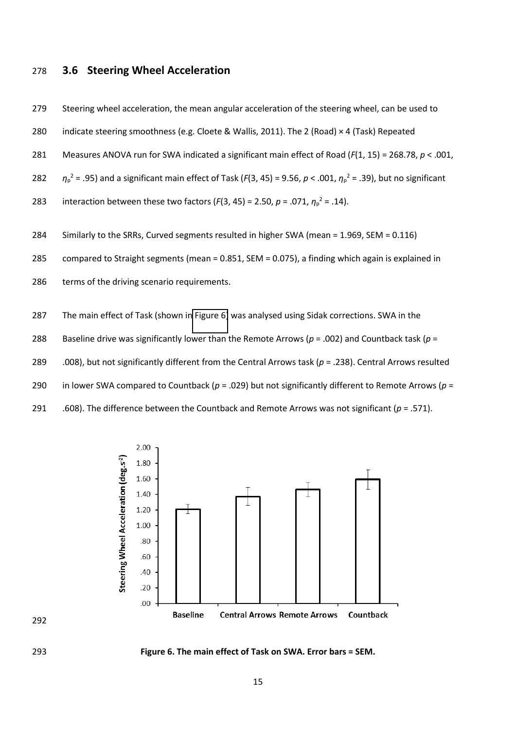### 3.6 Steering Wheel Acceleration

Steering wheel acceleration, the mean angular acceleration of the steering wheel, can be used to indicate steering smoothness (e.g. Cloete & Wallis, 2011). The 2 (Road) × 4 (Task) Repeated Measures ANOVA run for SWA indicated a significant main effect of Road ($F(1, 15) = 268.78$, $p < .001$, $\eta_p^2 = .95$) and a significant main effect of Task ($F(3, 45) = 9.56$, $p < .001$, $\eta_p^2 = .39$), but no significant interaction between these two factors ($F(3, 45) = 2.50$, $p = .071$, $\eta_p^2 = .14$).

Similarly to the SRRs, Curved segments resulted in higher SWA (mean = 1.969, SEM = 0.116) compared to Straight segments (mean = 0.851, SEM = 0.075), a finding which again is explained in terms of the driving scenario requirements.

The main effect of Task (shown in Figure 6) was analysed using Sidak corrections. SWA in the Baseline drive was significantly lower than the Remote Arrows ($p = .002$) and Countback task ($p = .008$), but not significantly different from the Central Arrows task ($p = .238$). Central Arrows resulted in lower SWA compared to Countback ($p = .029$) but not significantly different to Remote Arrows ($p = .608$). The difference between the Countback and Remote Arrows was not significant ($p = .571$).

**Figure 6. The main effect of Task on SWA. Error bars = SEM.**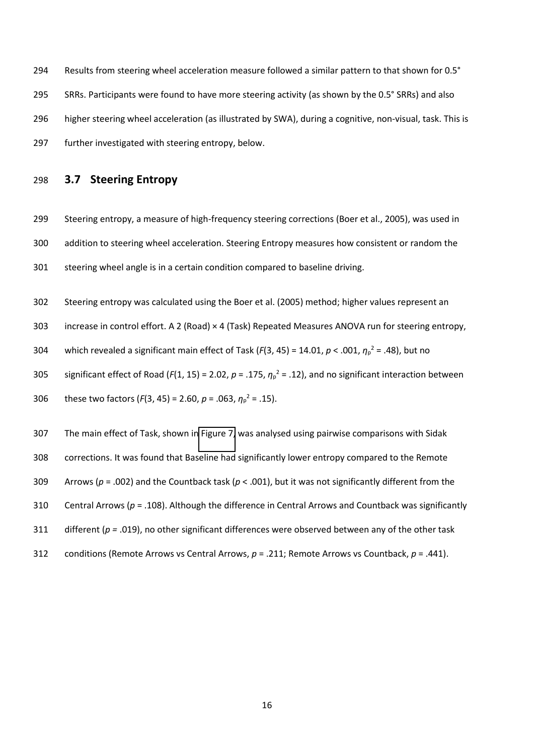Results from steering wheel acceleration measure followed a similar pattern to that shown for 0.5° SRRs. Participants were found to have more steering activity (as shown by the 0.5° SRRs) and also higher steering wheel acceleration (as illustrated by SWA), during a cognitive, non-visual, task. This is further investigated with steering entropy, below.

## 3.7 Steering Entropy

Steering entropy, a measure of high-frequency steering corrections (Boer et al., 2005), was used in addition to steering wheel acceleration. Steering Entropy measures how consistent or random the steering wheel angle is in a certain condition compared to baseline driving.

Steering entropy was calculated using the Boer et al. (2005) method; higher values represent an increase in control effort. A 2 (Road) × 4 (Task) Repeated Measures ANOVA run for steering entropy, which revealed a significant main effect of Task ($F(3, 45) = 14.01$, $p < .001$, $\eta_p^2 = .48$), but no significant effect of Road ($F(1, 15) = 2.02$, $p = .175$, $\eta_p^2 = .12$), and no significant interaction between these two factors ($F(3, 45) = 2.60$, $p = .063$, $\eta_p^2 = .15$).

The main effect of Task, shown in Figure 7, was analysed using pairwise comparisons with Sidak corrections. It was found that Baseline had significantly lower entropy compared to the Remote Arrows ($p = .002$) and the Countback task ($p < .001$), but it was not significantly different from the Central Arrows ($p = .108$). Although the difference in Central Arrows and Countback was significantly different ($p = .019$), no other significant differences were observed between any of the other task conditions (Remote Arrows vs Central Arrows, $p = .211$; Remote Arrows vs Countback, $p = .441$).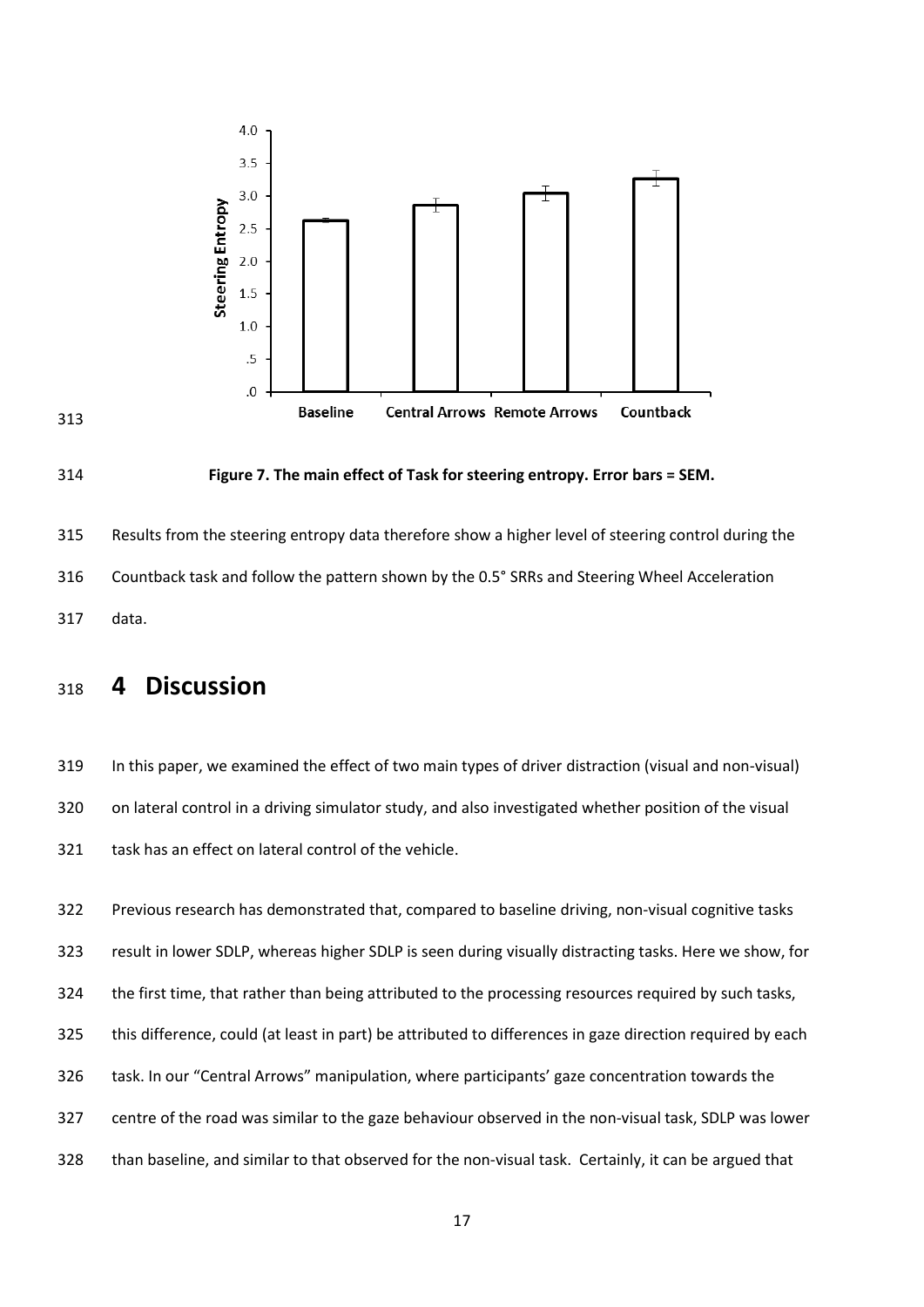**Figure 7. The main effect of Task for steering entropy. Error bars = SEM.**

Results from the steering entropy data therefore show a higher level of steering control during the Countback task and follow the pattern shown by the 0.5° SRRs and Steering Wheel Acceleration data.

# 4 Discussion

In this paper, we examined the effect of two main types of driver distraction (visual and non-visual) on lateral control in a driving simulator study, and also investigated whether position of the visual task has an effect on lateral control of the vehicle.

Previous research has demonstrated that, compared to baseline driving, non-visual cognitive tasks result in lower SDLP, whereas higher SDLP is seen during visually distracting tasks. Here we show, for the first time, that rather than being attributed to the processing resources required by such tasks, this difference, could (at least in part) be attributed to differences in gaze direction required by each task. In our "Central Arrows" manipulation, where participants' gaze concentration towards the centre of the road was similar to the gaze behaviour observed in the non-visual task, SDLP was lower than baseline, and similar to that observed for the non-visual task. Certainly, it can be argued that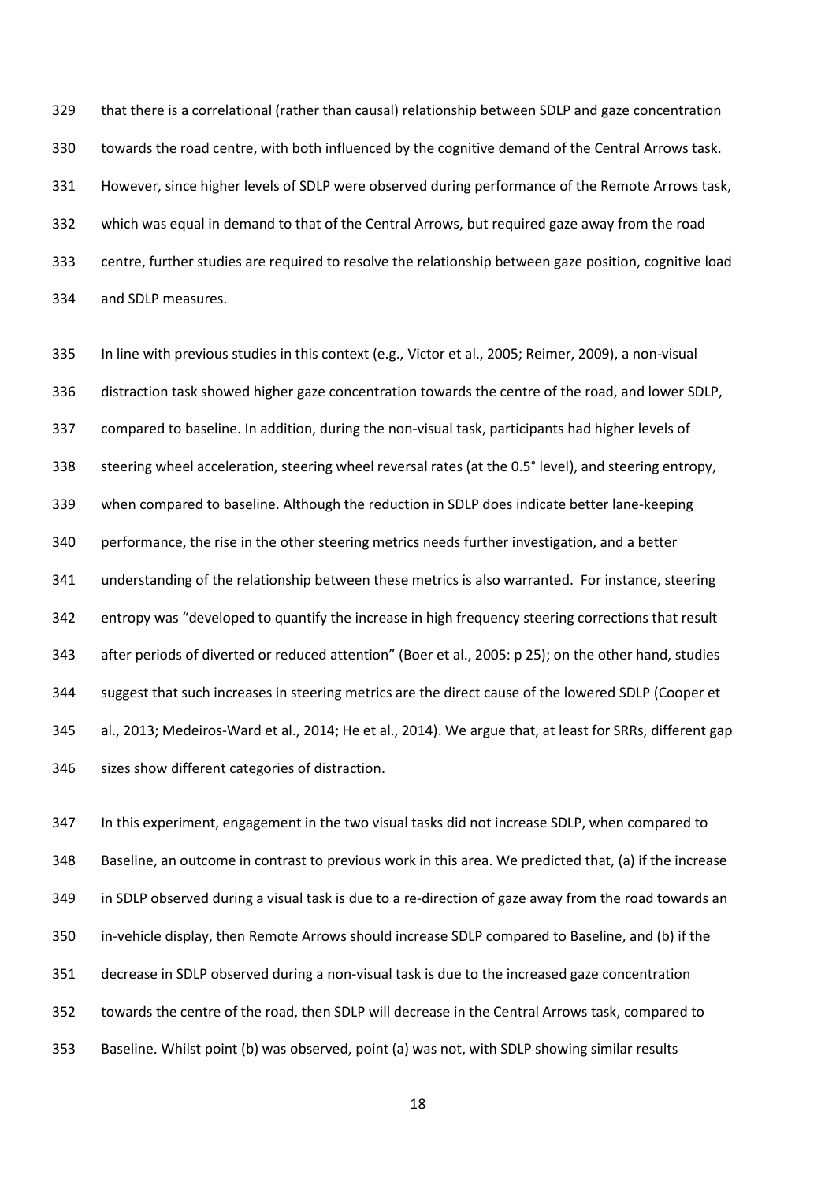that there is a correlational (rather than causal) relationship between SDLP and gaze concentration towards the road centre, with both influenced by the cognitive demand of the Central Arrows task. However, since higher levels of SDLP were observed during performance of the Remote Arrows task, which was equal in demand to that of the Central Arrows, but required gaze away from the road centre, further studies are required to resolve the relationship between gaze position, cognitive load and SDLP measures.

In line with previous studies in this context (e.g., Victor et al., 2005; Reimer, 2009), a non-visual distraction task showed higher gaze concentration towards the centre of the road, and lower SDLP, compared to baseline. In addition, during the non-visual task, participants had higher levels of steering wheel acceleration, steering wheel reversal rates (at the 0.5° level), and steering entropy, when compared to baseline. Although the reduction in SDLP does indicate better lane-keeping performance, the rise in the other steering metrics needs further investigation, and a better understanding of the relationship between these metrics is also warranted. For instance, steering entropy was "developed to quantify the increase in high frequency steering corrections that result after periods of diverted or reduced attention" (Boer et al., 2005: p 25); on the other hand, studies suggest that such increases in steering metrics are the direct cause of the lowered SDLP (Cooper et al., 2013; Medeiros-Ward et al., 2014; He et al., 2014). We argue that, at least for SRRs, different gap sizes show different categories of distraction.

In this experiment, engagement in the two visual tasks did not increase SDLP, when compared to Baseline, an outcome in contrast to previous work in this area. We predicted that, (a) if the increase in SDLP observed during a visual task is due to a re-direction of gaze away from the road towards an in-vehicle display, then Remote Arrows should increase SDLP compared to Baseline, and (b) if the decrease in SDLP observed during a non-visual task is due to the increased gaze concentration towards the centre of the road, then SDLP will decrease in the Central Arrows task, compared to Baseline. Whilst point (b) was observed, point (a) was not, with SDLP showing similar results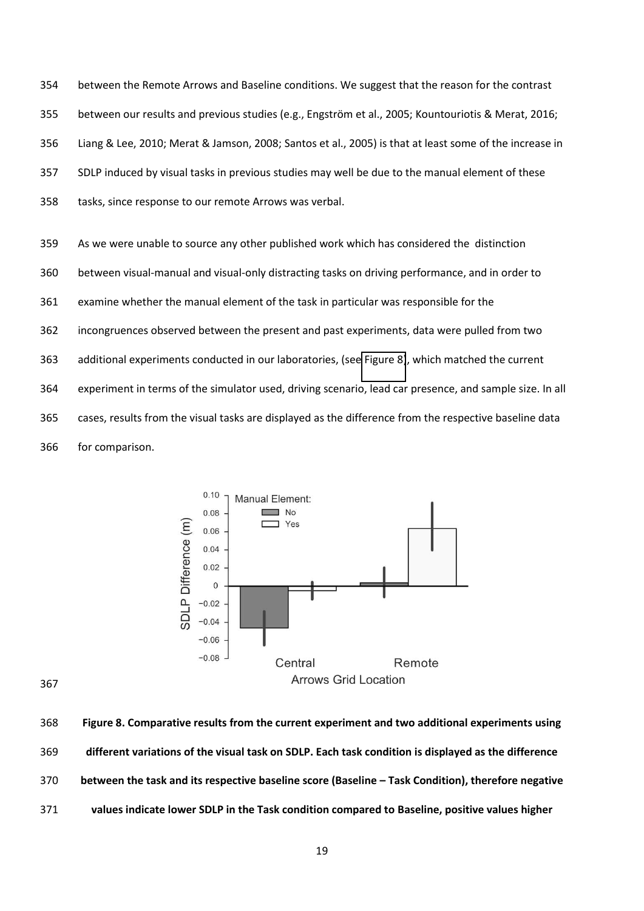between the Remote Arrows and Baseline conditions. We suggest that the reason for the contrast between our results and previous studies (e.g., Engström et al., 2005; Kountouriotis & Merat, 2016; Liang & Lee, 2010; Merat & Jamson, 2008; Santos et al., 2005) is that at least some of the increase in SDLP induced by visual tasks in previous studies may well be due to the manual element of these tasks, since response to our remote Arrows was verbal.

As we were unable to source any other published work which has considered the distinction between visual-manual and visual-only distracting tasks on driving performance, and in order to examine whether the manual element of the task in particular was responsible for the incongruences observed between the present and past experiments, data were pulled from two additional experiments conducted in our laboratories, (see Figure 8), which matched the current experiment in terms of the simulator used, driving scenario, lead car presence, and sample size. In all cases, results from the visual tasks are displayed as the difference from the respective baseline data for comparison.

**Figure 8. Comparative results from the current experiment and two additional experiments using different variations of the visual task on SDLP. Each task condition is displayed as the difference between the task and its respective baseline score (Baseline – Task Condition), therefore negative values indicate lower SDLP in the Task condition compared to Baseline, positive values higher**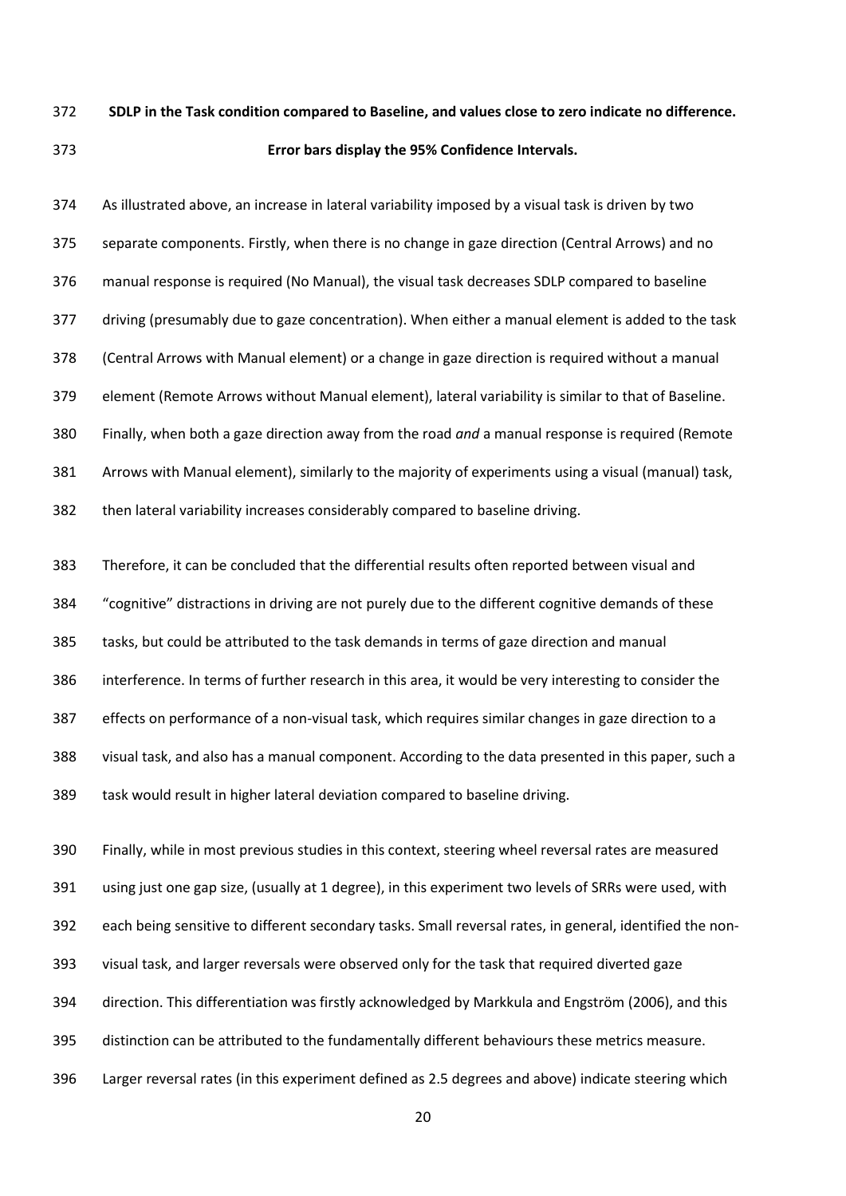**SDLP in the Task condition compared to Baseline, and values close to zero indicate no difference. Error bars display the 95% Confidence Intervals.**

As illustrated above, an increase in lateral variability imposed by a visual task is driven by two separate components. Firstly, when there is no change in gaze direction (Central Arrows) and no manual response is required (No Manual), the visual task decreases SDLP compared to baseline driving (presumably due to gaze concentration). When either a manual element is added to the task (Central Arrows with Manual element) or a change in gaze direction is required without a manual element (Remote Arrows without Manual element), lateral variability is similar to that of Baseline. Finally, when both a gaze direction away from the road *and* a manual response is required (Remote Arrows with Manual element), similarly to the majority of experiments using a visual (manual) task, then lateral variability increases considerably compared to baseline driving.

Therefore, it can be concluded that the differential results often reported between visual and "cognitive" distractions in driving are not purely due to the different cognitive demands of these tasks, but could be attributed to the task demands in terms of gaze direction and manual interference. In terms of further research in this area, it would be very interesting to consider the effects on performance of a non-visual task, which requires similar changes in gaze direction to a visual task, and also has a manual component. According to the data presented in this paper, such a task would result in higher lateral deviation compared to baseline driving.

Finally, while in most previous studies in this context, steering wheel reversal rates are measured using just one gap size, (usually at 1 degree), in this experiment two levels of SRRs were used, with each being sensitive to different secondary tasks. Small reversal rates, in general, identified the non-visual task, and larger reversals were observed only for the task that required diverted gaze direction. This differentiation was firstly acknowledged by Markkula and Engström (2006), and this distinction can be attributed to the fundamentally different behaviours these metrics measure. Larger reversal rates (in this experiment defined as 2.5 degrees and above) indicate steering which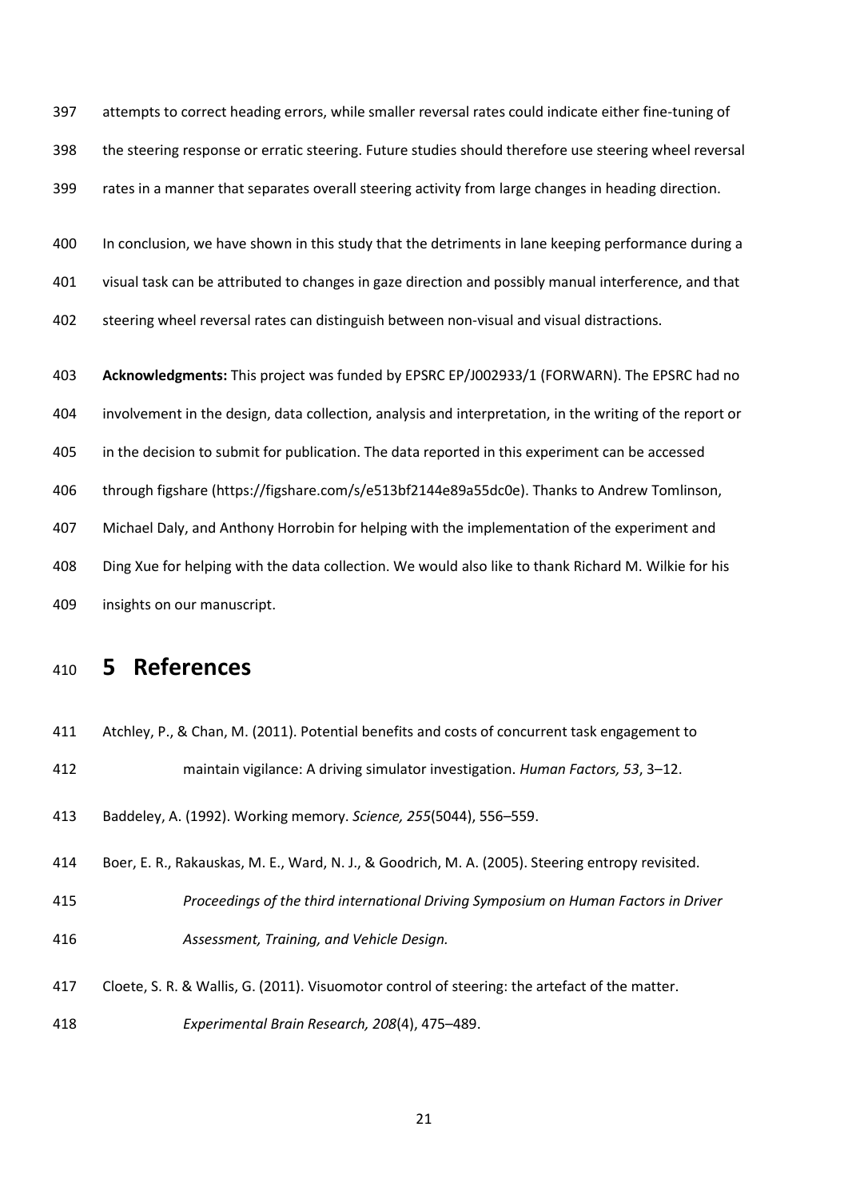attempts to correct heading errors, while smaller reversal rates could indicate either fine-tuning of the steering response or erratic steering. Future studies should therefore use steering wheel reversal rates in a manner that separates overall steering activity from large changes in heading direction.

In conclusion, we have shown in this study that the detriments in lane keeping performance during a visual task can be attributed to changes in gaze direction and possibly manual interference, and that steering wheel reversal rates can distinguish between non-visual and visual distractions.

**Acknowledgments:** This project was funded by EPSRC EP/J002933/1 (FORWARN). The EPSRC had no involvement in the design, data collection, analysis and interpretation, in the writing of the report or in the decision to submit for publication. The data reported in this experiment can be accessed through figshare (https://figshare.com/s/e513bf2144e89a55dc0e). Thanks to Andrew Tomlinson, Michael Daly, and Anthony Horrobin for helping with the implementation of the experiment and Ding Xue for helping with the data collection. We would also like to thank Richard M. Wilkie for his insights on our manuscript.

# 5 References

Atchley, P., & Chan, M. (2011). Potential benefits and costs of concurrent task engagement to maintain vigilance: A driving simulator investigation. *Human Factors, 53*, 3–12.

Baddeley, A. (1992). Working memory. *Science, 255*(5044), 556–559.

Boer, E. R., Rakauskas, M. E., Ward, N. J., & Goodrich, M. A. (2005). Steering entropy revisited. *Proceedings of the third international Driving Symposium on Human Factors in Driver Assessment, Training, and Vehicle Design.*

Cloete, S. R. & Wallis, G. (2011). Visuomotor control of steering: the artefact of the matter. *Experimental Brain Research, 208*(4), 475–489.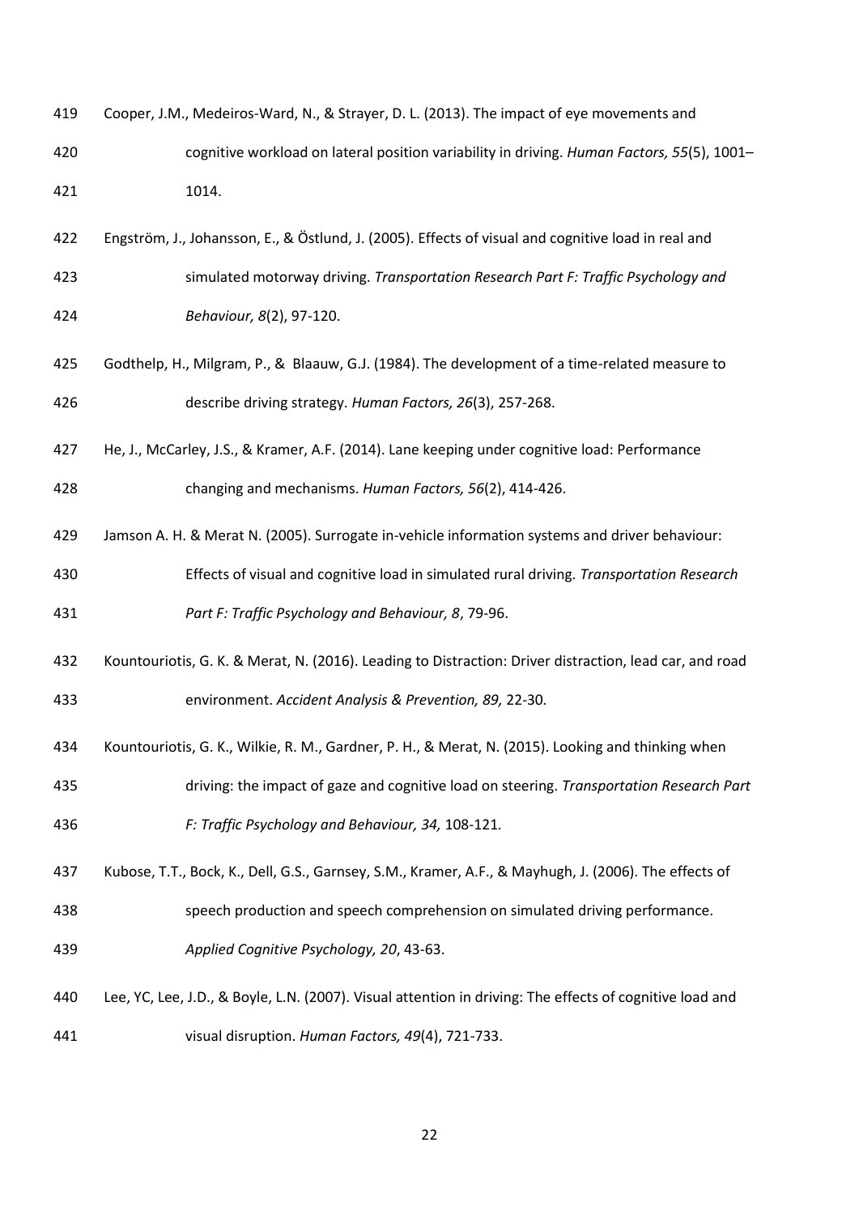Cooper, J.M., Medeiros-Ward, N., & Strayer, D. L. (2013). The impact of eye movements and cognitive workload on lateral position variability in driving. *Human Factors, 55*(5), 1001–1014.

Engström, J., Johansson, E., & Östlund, J. (2005). Effects of visual and cognitive load in real and simulated motorway driving. *Transportation Research Part F: Traffic Psychology and Behaviour, 8*(2), 97-120.

Godthelp, H., Milgram, P., & Blaauw, G.J. (1984). The development of a time-related measure to describe driving strategy. *Human Factors, 26*(3), 257-268.

He, J., McCarley, J.S., & Kramer, A.F. (2014). Lane keeping under cognitive load: Performance changing and mechanisms. *Human Factors, 56*(2), 414-426.

Jamson A. H. & Merat N. (2005). Surrogate in-vehicle information systems and driver behaviour: Effects of visual and cognitive load in simulated rural driving*. Transportation Research Part F: Traffic Psychology and Behaviour, 8*, 79-96.

Kountouriotis, G. K. & Merat, N. (2016). Leading to Distraction: Driver distraction, lead car, and road environment. *Accident Analysis & Prevention, 89,* 22-30*.*

Kountouriotis, G. K., Wilkie, R. M., Gardner, P. H., & Merat, N. (2015). Looking and thinking when driving: the impact of gaze and cognitive load on steering. *Transportation Research Part F: Traffic Psychology and Behaviour, 34,* 108-121*.*

Kubose, T.T., Bock, K., Dell, G.S., Garnsey, S.M., Kramer, A.F., & Mayhugh, J. (2006). The effects of speech production and speech comprehension on simulated driving performance. *Applied Cognitive Psychology, 20*, 43-63.

Lee, YC, Lee, J.D., & Boyle, L.N. (2007). Visual attention in driving: The effects of cognitive load and visual disruption. *Human Factors, 49*(4), 721-733.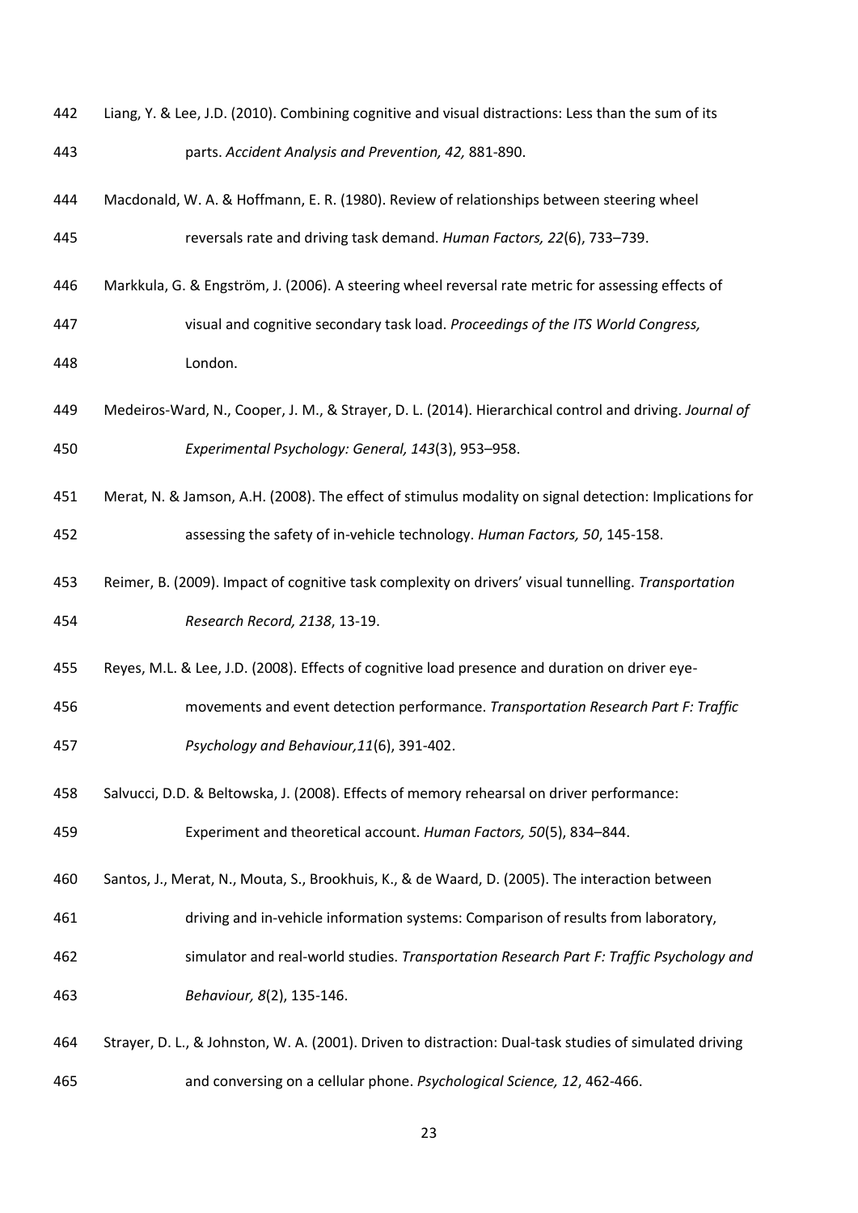Liang, Y. & Lee, J.D. (2010). Combining cognitive and visual distractions: Less than the sum of its parts. *Accident Analysis and Prevention, 42,* 881-890.

Macdonald, W. A. & Hoffmann, E. R. (1980). Review of relationships between steering wheel reversals rate and driving task demand. *Human Factors, 22*(6), 733–739.

Markkula, G. & Engström, J. (2006). A steering wheel reversal rate metric for assessing effects of visual and cognitive secondary task load. *Proceedings of the ITS World Congress,* London.

Medeiros-Ward, N., Cooper, J. M., & Strayer, D. L. (2014). Hierarchical control and driving. *Journal of Experimental Psychology: General, 143*(3), 953–958.

Merat, N. & Jamson, A.H. (2008). The effect of stimulus modality on signal detection: Implications for assessing the safety of in-vehicle technology. *Human Factors, 50*, 145-158.

Reimer, B. (2009). Impact of cognitive task complexity on drivers' visual tunnelling. *Transportation Research Record, 2138*, 13-19.

Reyes, M.L. & Lee, J.D. (2008). Effects of cognitive load presence and duration on driver eye-movements and event detection performance. *Transportation Research Part F: Traffic Psychology and Behaviour,11*(6), 391-402.

Salvucci, D.D. & Beltowska, J. (2008). Effects of memory rehearsal on driver performance: Experiment and theoretical account. *Human Factors, 50*(5), 834–844.

Santos, J., Merat, N., Mouta, S., Brookhuis, K., & de Waard, D. (2005). The interaction between driving and in-vehicle information systems: Comparison of results from laboratory, simulator and real-world studies. *Transportation Research Part F: Traffic Psychology and Behaviour, 8*(2), 135-146.

Strayer, D. L., & Johnston, W. A. (2001). Driven to distraction: Dual-task studies of simulated driving and conversing on a cellular phone. *Psychological Science, 12*, 462-466.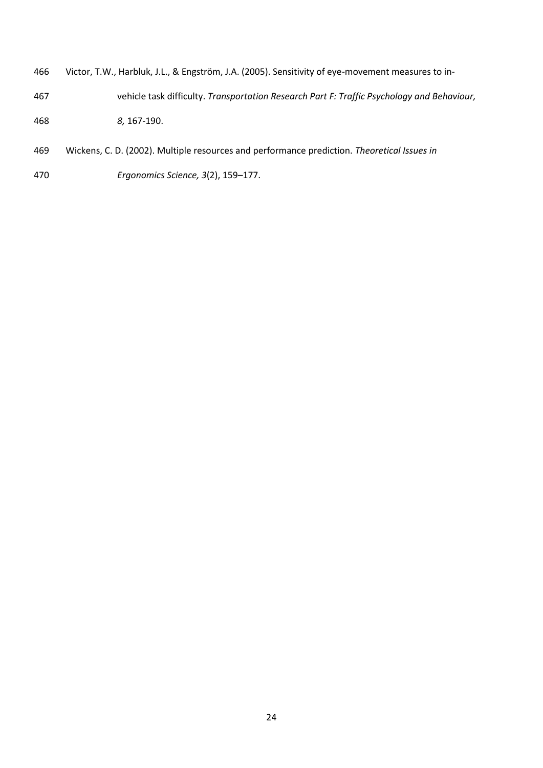Victor, T.W., Harbluk, J.L., & Engström, J.A. (2005). Sensitivity of eye-movement measures to in-vehicle task difficulty. *Transportation Research Part F: Traffic Psychology and Behaviour, 8,* 167-190.

Wickens, C. D. (2002). Multiple resources and performance prediction. *Theoretical Issues in Ergonomics Science, 3*(2), 159–177.